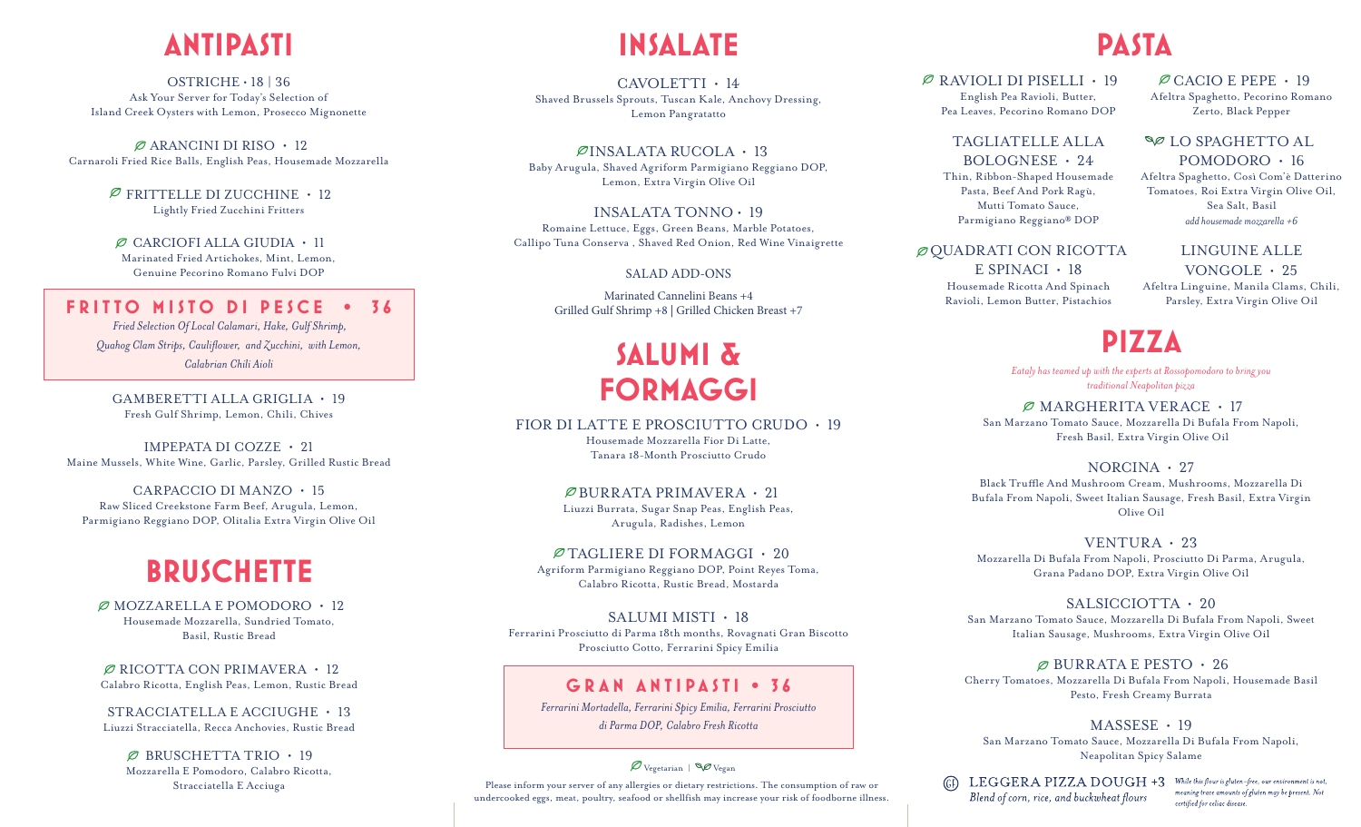# ANTIPASTI

OSTRICHE • 18 | 36
Ask Your Server for Today's Selection of Island Creek Oysters with Lemon, Prosecco Mignonette

ARANCINI DI RISO • 12
Carnaroli Fried Rice Balls, English Peas, Housemade Mozzarella

FRITTELLE DI ZUCCHINE • 12
Lightly Fried Zucchini Fritters

CARCIOFI ALLA GIUDIA • 11
Marinated Fried Artichokes, Mint, Lemon, Genuine Pecorino Romano Fulvi DOP

## FRITTO MISTO DI PESCE • 36
*Fried Selection Of Local Calamari, Hake, Gulf Shrimp, Quahog Clam Strips, Cauliflower, and Zucchini, with Lemon, Calabrian Chili Aioli*

GAMBERETTI ALLA GRIGLIA • 19
Fresh Gulf Shrimp, Lemon, Chili, Chives

IMPEPATA DI COZZE • 21
Maine Mussels, White Wine, Garlic, Parsley, Grilled Rustic Bread

CARPACCIO DI MANZO • 15
Raw Sliced Creekstone Farm Beef, Arugula, Lemon, Parmigiano Reggiano DOP, Olitalia Extra Virgin Olive Oil

# BRUSCHETTE

MOZZARELLA E POMODORO • 12
Housemade Mozzarella, Sundried Tomato, Basil, Rustic Bread

RICOTTA CON PRIMAVERA • 12
Calabro Ricotta, English Peas, Lemon, Rustic Bread

STRACCIATELLA E ACCIUGHE • 13
Liuzzi Stracciatella, Recca Anchovies, Rustic Bread

BRUSCHETTA TRIO • 19
Mozzarella E Pomodoro, Calabro Ricotta, Stracciatella E Acciuga

# INSALATE

CAVOLETTI • 14
Shaved Brussels Sprouts, Tuscan Kale, Anchovy Dressing, Lemon Pangratatto

INSALATA RUCOLA • 13
Baby Arugula, Shaved Agriform Parmigiano Reggiano DOP, Lemon, Extra Virgin Olive Oil

INSALATA TONNO • 19
Romaine Lettuce, Eggs, Green Beans, Marble Potatoes, Callipo Tuna Conserva , Shaved Red Onion, Red Wine Vinaigrette

SALAD ADD-ONS

Marinated Cannelini Beans +4
Grilled Gulf Shrimp +8 | Grilled Chicken Breast +7

# SALUMI & FORMAGGI

FIOR DI LATTE E PROSCIUTTO CRUDO • 19
Housemade Mozzarella Fior Di Latte, Tanara 18-Month Prosciutto Crudo

BURRATA PRIMAVERA • 21
Liuzzi Burrata, Sugar Snap Peas, English Peas, Arugula, Radishes, Lemon

TAGLIERE DI FORMAGGI • 20
Agriform Parmigiano Reggiano DOP, Point Reyes Toma, Calabro Ricotta, Rustic Bread, Mostarda

SALUMI MISTI • 18
Ferrarini Prosciutto di Parma 18th months, Rovagnati Gran Biscotto Prosciutto Cotto, Ferrarini Spicy Emilia

## GRAN ANTIPASTI • 36
*Ferrarini Mortadella, Ferrarini Spicy Emilia, Ferrarini Prosciutto di Parma DOP, Calabro Fresh Ricotta*

Vegetarian | Vegan

Please inform your server of any allergies or dietary restrictions. The consumption of raw or undercooked eggs, meat, poultry, seafood or shellfish may increase your risk of foodborne illness.

# PASTA

RAVIOLI DI PISELLI • 19
English Pea Ravioli, Butter, Pea Leaves, Pecorino Romano DOP

TAGLIATELLE ALLA BOLOGNESE • 24
Thin, Ribbon-Shaped Housemade Pasta, Beef And Pork Ragù, Mutti Tomato Sauce, Parmigiano Reggiano® DOP

QUADRATI CON RICOTTA E SPINACI • 18
Housemade Ricotta And Spinach Ravioli, Lemon Butter, Pistachios

CACIO E PEPE • 19
Afeltra Spaghetto, Pecorino Romano Zerto, Black Pepper

LO SPAGHETTO AL POMODORO • 16
Afeltra Spaghetto, Così Com'è Datterino Tomatoes, Roi Extra Virgin Olive Oil, Sea Salt, Basil
*add housemade mozzarella +6*

LINGUINE ALLE VONGOLE • 25
Afeltra Linguine, Manila Clams, Chili, Parsley, Extra Virgin Olive Oil

# PIZZA

*Eataly has teamed up with the experts at Rossopomodoro to bring you traditional Neapolitan pizza*

MARGHERITA VERACE • 17
San Marzano Tomato Sauce, Mozzarella Di Bufala From Napoli, Fresh Basil, Extra Virgin Olive Oil

NORCINA • 27
Black Truffle And Mushroom Cream, Mushrooms, Mozzarella Di Bufala From Napoli, Sweet Italian Sausage, Fresh Basil, Extra Virgin Olive Oil

VENTURA • 23
Mozzarella Di Bufala From Napoli, Prosciutto Di Parma, Arugula, Grana Padano DOP, Extra Virgin Olive Oil

SALSICCIOTTA • 20
San Marzano Tomato Sauce, Mozzarella Di Bufala From Napoli, Sweet Italian Sausage, Mushrooms, Extra Virgin Olive Oil

BURRATA E PESTO • 26
Cherry Tomatoes, Mozzarella Di Bufala From Napoli, Housemade Basil Pesto, Fresh Creamy Burrata

MASSESE • 19
San Marzano Tomato Sauce, Mozzarella Di Bufala From Napoli, Neapolitan Spicy Salame

GF LEGGERA PIZZA DOUGH +3
*Blend of corn, rice, and buckwheat flours*

*While this flour is gluten-free, our environment is not, meaning trace amounts of gluten may be present. Not certified for celiac disease.*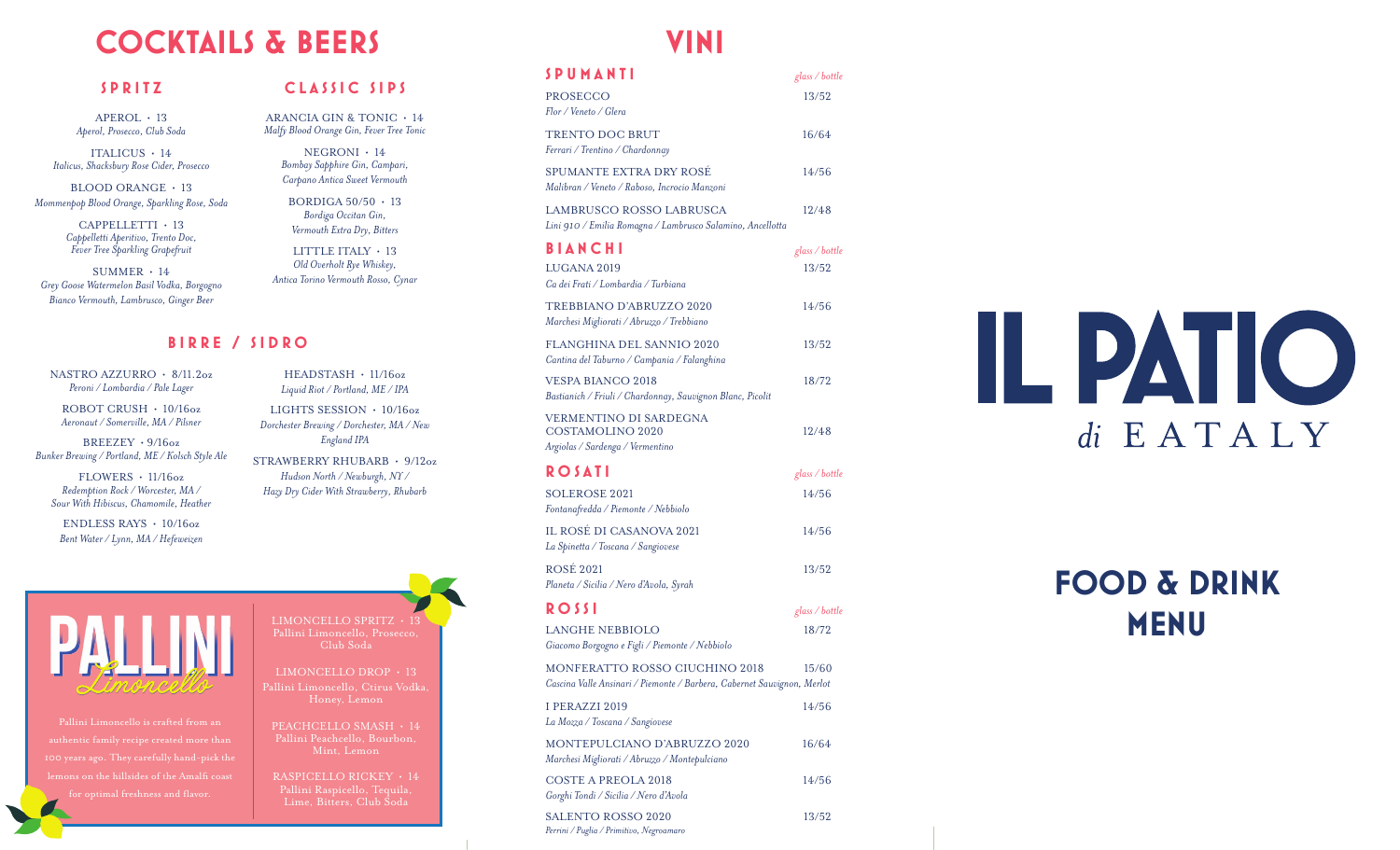# COCKTAILS & BEERS

## SPRITZ

APEROL · 13
*Aperol, Prosecco, Club Soda*

ITALICUS · 14
*Italicus, Shacksbury Rose Cider, Prosecco*

BLOOD ORANGE · 13
*Mommenpop Blood Orange, Sparkling Rose, Soda*

CAPPELLETTI · 13
*Cappelletti Aperitivo, Trento Doc, Fever Tree Sparkling Grapefruit*

SUMMER · 14
*Grey Goose Watermelon Basil Vodka, Borgogno Bianco Vermouth, Lambrusco, Ginger Beer*

## CLASSIC SIPS

ARANCIA GIN & TONIC · 14
*Malfy Blood Orange Gin, Fever Tree Tonic*

NEGRONI · 14
*Bombay Sapphire Gin, Campari, Carpano Antica Sweet Vermouth*

BORDIGA 50/50 · 13
*Bordiga Occitan Gin, Vermouth Extra Dry, Bitters*

LITTLE ITALY · 13
*Old Overholt Rye Whiskey, Antica Torino Vermouth Rosso, Cynar*

## BIRRE / SIDRO

NASTRO AZZURRO · 8/11.2oz
*Peroni / Lombardia / Pale Lager*

ROBOT CRUSH · 10/16oz
*Aeronaut / Somerville, MA / Pilsner*

BREEZEY · 9/16oz
*Bunker Brewing / Portland, ME / Kolsch Style Ale*

FLOWERS · 11/16oz
*Redemption Rock / Worcester, MA / Sour With Hibiscus, Chamomile, Heather*

ENDLESS RAYS · 10/16oz
*Bent Water / Lynn, MA / Hefeweizen*

HEADSTASH · 11/16oz
*Liquid Riot / Portland, ME / IPA*

LIGHTS SESSION · 10/16oz
*Dorchester Brewing / Dorchester, MA / New England IPA*

STRAWBERRY RHUBARB · 9/12oz
*Hudson North / Newburgh, NY / Hazy Dry Cider With Strawberry, Rhubarb*

## PALLINI *Limoncello*

Pallini Limoncello is crafted from an authentic family recipe created more than 100 years ago. They carefully hand-pick the lemons on the hillsides of the Amalfi coast for optimal freshness and flavor.

LIMONCELLO SPRITZ · 13
Pallini Limoncello, Prosecco, Club Soda

LIMONCELLO DROP · 13
Pallini Limoncello, Ctirus Vodka, Honey, Lemon

PEACHCELLO SMASH · 14
Pallini Peachcello, Bourbon, Mint, Lemon

RASPICELLO RICKEY · 14
Pallini Raspicello, Tequila, Lime, Bitters, Club Soda

# VINI

## SPUMANTI *glass / bottle*

| | |
|---|---|
| PROSECCO<br>*Flor / Veneto / Glera* | 13/52 |
| TRENTO DOC BRUT<br>*Ferrari / Trentino / Chardonnay* | 16/64 |
| SPUMANTE EXTRA DRY ROSÉ<br>*Malibran / Veneto / Raboso, Incrocio Manzoni* | 14/56 |
| LAMBRUSCO ROSSO LABRUSCA<br>*Lini 910 / Emilia Romagna / Lambrusco Salamino, Ancellotta* | 12/48 |

## BIANCHI *glass / bottle*

| | |
|---|---|
| LUGANA 2019<br>*Ca dei Frati / Lombardia / Turbiana* | 13/52 |
| TREBBIANO D'ABRUZZO 2020<br>*Marchesi Migliorati / Abruzzo / Trebbiano* | 14/56 |
| FLANGHINA DEL SANNIO 2020<br>*Cantina del Taburno / Campania / Falanghina* | 13/52 |
| VESPA BIANCO 2018<br>*Bastianich / Friuli / Chardonnay, Sauvignon Blanc, Picolit* | 18/72 |
| VERMENTINO DI SARDEGNA COSTAMOLINO 2020<br>*Argiolas / Sardegna / Vermentino* | 12/48 |

## ROSATI *glass / bottle*

| | |
|---|---|
| SOLEROSE 2021<br>*Fontanafredda / Piemonte / Nebbiolo* | 14/56 |
| IL ROSÉ DI CASANOVA 2021<br>*La Spinetta / Toscana / Sangiovese* | 14/56 |
| ROSÉ 2021<br>*Planeta / Sicilia / Nero d'Avola, Syrah* | 13/52 |

## ROSSI *glass / bottle*

| | |
|---|---|
| LANGHE NEBBIOLO<br>*Giacomo Borgogno e Figli / Piemonte / Nebbiolo* | 18/72 |
| MONFERATTO ROSSO CIUCHINO 2018<br>*Cascina Valle Ansinari / Piemonte / Barbera, Cabernet Sauvignon, Merlot* | 15/60 |
| I PERAZZI 2019<br>*La Mozza / Toscana / Sangiovese* | 14/56 |
| MONTEPULCIANO D'ABRUZZO 2020<br>*Marchesi Migliorati / Abruzzo / Montepulciano* | 16/64 |
| COSTE A PREOLA 2018<br>*Gorghi Tondi / Sicilia / Nero d'Avola* | 14/56 |
| SALENTO ROSSO 2020<br>*Perrini / Puglia / Primitivo, Negroamaro* | 13/52 |

# IL PATIO *di* EATALY

## FOOD & DRINK MENU